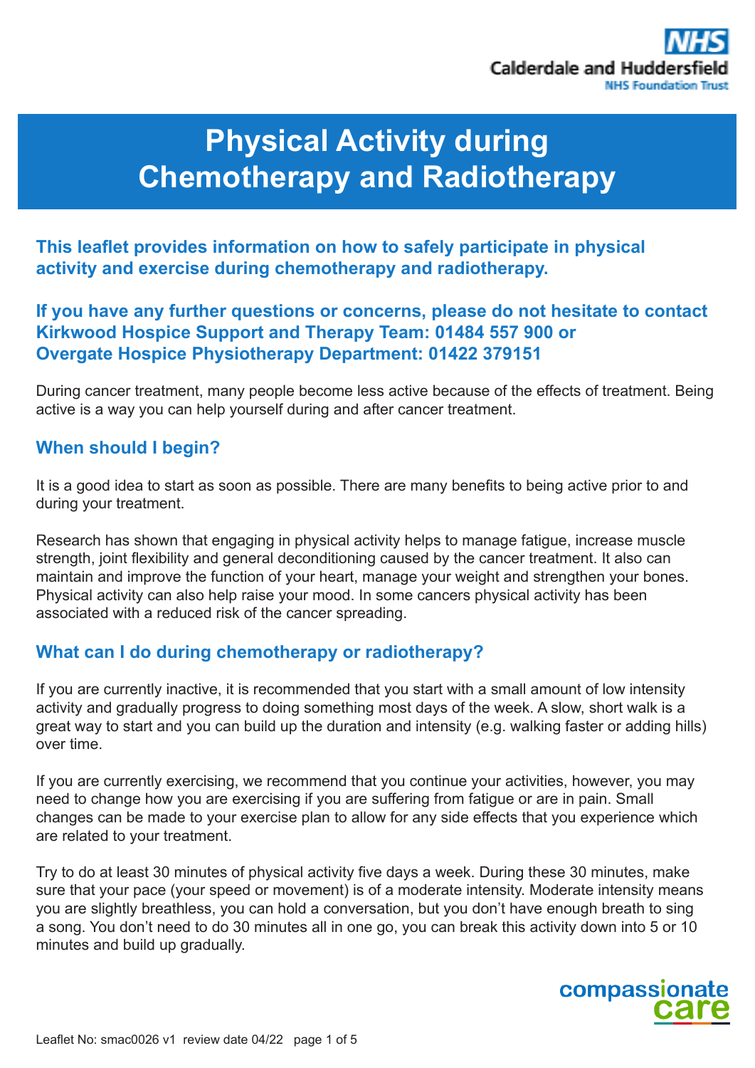# Physical Activity during Chemotherapy and Radiotherapy

**This leaflet provides information on how to safely participate in physical activity and exercise during chemotherapy and radiotherapy.**

**If you have any further questions or concerns, please do not hesitate to contact Kirkwood Hospice Support and Therapy Team: 01484 557 900 or Overgate Hospice Physiotherapy Department: 01422 379151**

During cancer treatment, many people become less active because of the effects of treatment. Being active is a way you can help yourself during and after cancer treatment.

## When should I begin?

It is a good idea to start as soon as possible. There are many benefits to being active prior to and during your treatment.

Research has shown that engaging in physical activity helps to manage fatigue, increase muscle strength, joint flexibility and general deconditioning caused by the cancer treatment. It also can maintain and improve the function of your heart, manage your weight and strengthen your bones. Physical activity can also help raise your mood. In some cancers physical activity has been associated with a reduced risk of the cancer spreading.

## What can I do during chemotherapy or radiotherapy?

If you are currently inactive, it is recommended that you start with a small amount of low intensity activity and gradually progress to doing something most days of the week. A slow, short walk is a great way to start and you can build up the duration and intensity (e.g. walking faster or adding hills) over time.

If you are currently exercising, we recommend that you continue your activities, however, you may need to change how you are exercising if you are suffering from fatigue or are in pain. Small changes can be made to your exercise plan to allow for any side effects that you experience which are related to your treatment.

Try to do at least 30 minutes of physical activity five days a week. During these 30 minutes, make sure that your pace (your speed or movement) is of a moderate intensity. Moderate intensity means you are slightly breathless, you can hold a conversation, but you don't have enough breath to sing a song. You don't need to do 30 minutes all in one go, you can break this activity down into 5 or 10 minutes and build up gradually.

Leaflet No: smac0026 v1 review date 04/22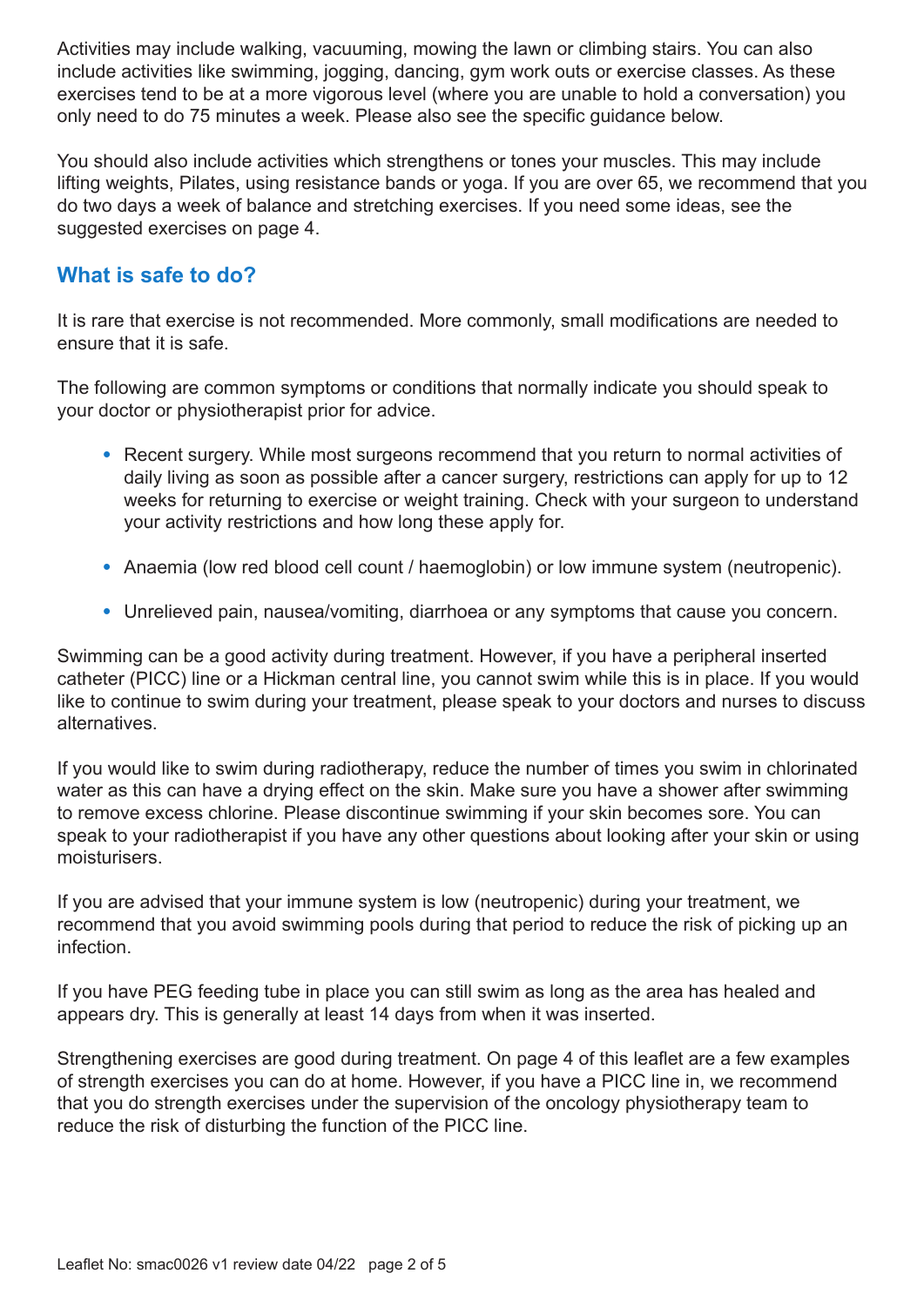Activities may include walking, vacuuming, mowing the lawn or climbing stairs. You can also include activities like swimming, jogging, dancing, gym work outs or exercise classes. As these exercises tend to be at a more vigorous level (where you are unable to hold a conversation) you only need to do 75 minutes a week. Please also see the specific guidance below.

You should also include activities which strengthens or tones your muscles. This may include lifting weights, Pilates, using resistance bands or yoga. If you are over 65, we recommend that you do two days a week of balance and stretching exercises. If you need some ideas, see the suggested exercises on page 4.

## What is safe to do?

It is rare that exercise is not recommended. More commonly, small modifications are needed to ensure that it is safe.

The following are common symptoms or conditions that normally indicate you should speak to your doctor or physiotherapist prior for advice.

- Recent surgery. While most surgeons recommend that you return to normal activities of daily living as soon as possible after a cancer surgery, restrictions can apply for up to 12 weeks for returning to exercise or weight training. Check with your surgeon to understand your activity restrictions and how long these apply for.
- Anaemia (low red blood cell count / haemoglobin) or low immune system (neutropenic).
- Unrelieved pain, nausea/vomiting, diarrhoea or any symptoms that cause you concern.

Swimming can be a good activity during treatment. However, if you have a peripheral inserted catheter (PICC) line or a Hickman central line, you cannot swim while this is in place. If you would like to continue to swim during your treatment, please speak to your doctors and nurses to discuss alternatives.

If you would like to swim during radiotherapy, reduce the number of times you swim in chlorinated water as this can have a drying effect on the skin. Make sure you have a shower after swimming to remove excess chlorine. Please discontinue swimming if your skin becomes sore. You can speak to your radiotherapist if you have any other questions about looking after your skin or using moisturisers.

If you are advised that your immune system is low (neutropenic) during your treatment, we recommend that you avoid swimming pools during that period to reduce the risk of picking up an infection.

If you have PEG feeding tube in place you can still swim as long as the area has healed and appears dry. This is generally at least 14 days from when it was inserted.

Strengthening exercises are good during treatment. On page 4 of this leaflet are a few examples of strength exercises you can do at home. However, if you have a PICC line in, we recommend that you do strength exercises under the supervision of the oncology physiotherapy team to reduce the risk of disturbing the function of the PICC line.

Leaflet No: smac0026 v1 review date 04/22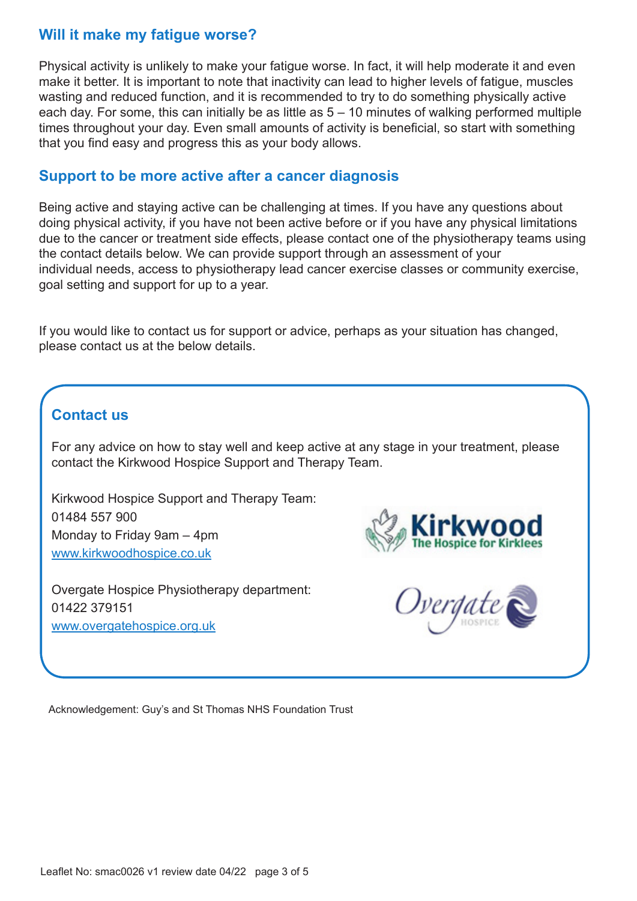## Will it make my fatigue worse?

Physical activity is unlikely to make your fatigue worse. In fact, it will help moderate it and even make it better. It is important to note that inactivity can lead to higher levels of fatigue, muscles wasting and reduced function, and it is recommended to try to do something physically active each day. For some, this can initially be as little as 5 – 10 minutes of walking performed multiple times throughout your day. Even small amounts of activity is beneficial, so start with something that you find easy and progress this as your body allows.

## Support to be more active after a cancer diagnosis

Being active and staying active can be challenging at times. If you have any questions about doing physical activity, if you have not been active before or if you have any physical limitations due to the cancer or treatment side effects, please contact one of the physiotherapy teams using the contact details below. We can provide support through an assessment of your individual needs, access to physiotherapy lead cancer exercise classes or community exercise, goal setting and support for up to a year.

If you would like to contact us for support or advice, perhaps as your situation has changed, please contact us at the below details.

## Contact us

For any advice on how to stay well and keep active at any stage in your treatment, please contact the Kirkwood Hospice Support and Therapy Team.

Kirkwood Hospice Support and Therapy Team:
01484 557 900
Monday to Friday 9am – 4pm
www.kirkwoodhospice.co.uk

Overgate Hospice Physiotherapy department:
01422 379151
www.overgatehospice.org.uk

Acknowledgement: Guy's and St Thomas NHS Foundation Trust

Leaflet No: smac0026 v1 review date 04/22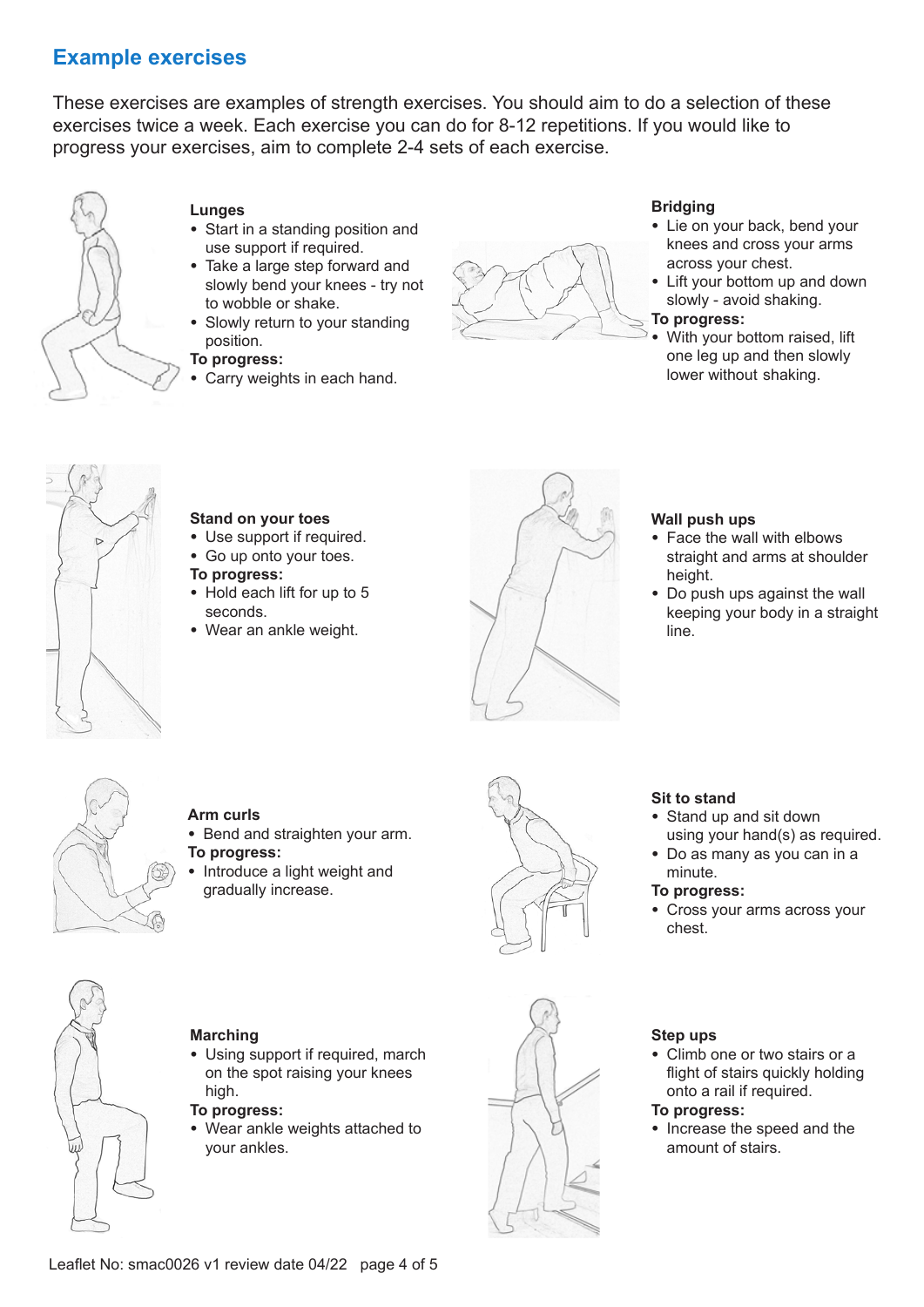## Example exercises

These exercises are examples of strength exercises. You should aim to do a selection of these exercises twice a week. Each exercise you can do for 8-12 repetitions. If you would like to progress your exercises, aim to complete 2-4 sets of each exercise.

**Lunges**

- Start in a standing position and use support if required.
- Take a large step forward and slowly bend your knees - try not to wobble or shake.
- Slowly return to your standing position.

**To progress:**

- Carry weights in each hand.

**Bridging**

- Lie on your back, bend your knees and cross your arms across your chest.
- Lift your bottom up and down slowly - avoid shaking.

**To progress:**

- With your bottom raised, lift one leg up and then slowly lower without shaking.

**Stand on your toes**

- Use support if required.
- Go up onto your toes.

**To progress:**

- Hold each lift for up to 5 seconds.
- Wear an ankle weight.

**Wall push ups**

- Face the wall with elbows straight and arms at shoulder height.
- Do push ups against the wall keeping your body in a straight line.

**Arm curls**

- Bend and straighten your arm.

**To progress:**

- Introduce a light weight and gradually increase.

**Sit to stand**

- Stand up and sit down using your hand(s) as required.
- Do as many as you can in a minute.

**To progress:**

- Cross your arms across your chest.

**Marching**

- Using support if required, march on the spot raising your knees high.

**To progress:**

- Wear ankle weights attached to your ankles.

**Step ups**

- Climb one or two stairs or a flight of stairs quickly holding onto a rail if required.

**To progress:**

- Increase the speed and the amount of stairs.

Leaflet No: smac0026 v1 review date 04/22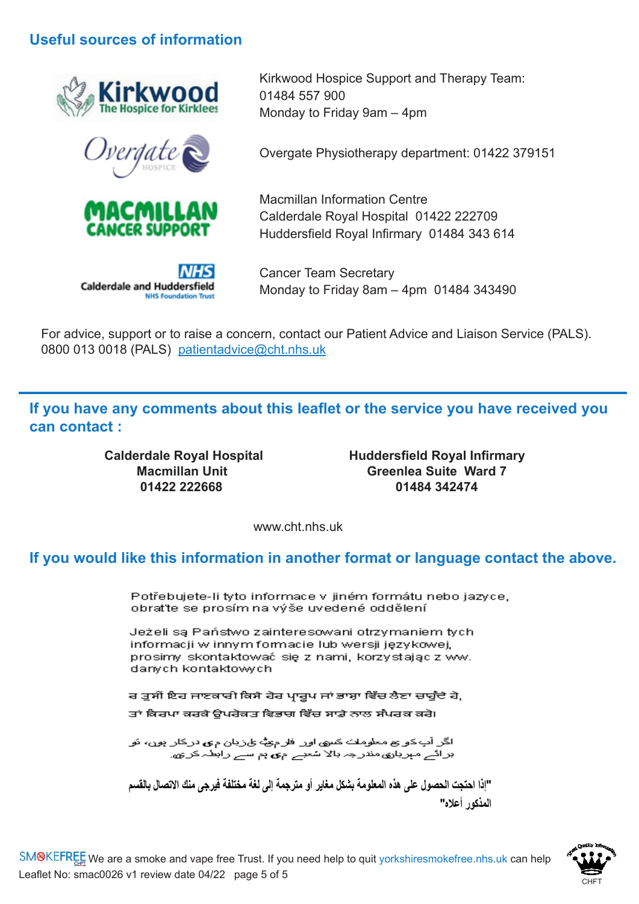## Useful sources of information

Kirkwood Hospice Support and Therapy Team:
01484 557 900
Monday to Friday 9am – 4pm

Overgate Physiotherapy department: 01422 379151

Macmillan Information Centre
Calderdale Royal Hospital 01422 222709
Huddersfield Royal Infirmary 01484 343 614

Cancer Team Secretary
Monday to Friday 8am – 4pm 01484 343490

For advice, support or to raise a concern, contact our Patient Advice and Liaison Service (PALS).
0800 013 0018 (PALS) patientadvice@cht.nhs.uk

## If you have any comments about this leaflet or the service you have received you can contact :

**Calderdale Royal Hospital**
**Macmillan Unit**
**01422 222668**

**Huddersfield Royal Infirmary**
**Greenlea Suite Ward 7**
**01484 342474**

www.cht.nhs.uk

## If you would like this information in another format or language contact the above.

Potřebujete-li tyto informace v jiném formátu nebo jazyce, obraťte se prosím na výše uvedené oddělení

Jeżeli są Państwo zainteresowani otrzymaniem tych informacji w innym formacie lub wersji językowej, prosimy skontaktować się z nami, korzystając z ww. danych kontaktowych

ਜੇ ਤੁਸੀਂ ਇਹ ਜਾਣਕਾਰੀ ਕਿਸੇ ਹੋਰ ਪ੍ਰਾਰੂਪ ਜਾਂ ਭਾਸ਼ਾ ਵਿੱਚ ਲੈਣਾ ਚਾਹੁੰਦੇ ਹੋ, ਤਾਂ ਕਿਰਪਾ ਕਰਕੇ ਉਪਰੋਕਤ ਵਿਭਾਗ ਵਿੱਚ ਸਾਡੇ ਨਾਲ ਸੰਪਰਕ ਕਰੋ।

اگر آپ کو یہ معلومات کسی اور فارمیٹ یا زبان میں درکار ہوں، تو برائے مہربانی مندرجہ بالا شعبے میں ہم سے رابطہ کریں۔

**"إذا احتجت الحصول على هذه المعلومة بشكل مغاير أو مترجمة إلى لغة مختلفة فيرجى منك الاتصال بالقسم المذكور أعلاه"**

SMOKEFREE We are a smoke and vape free Trust. If you need help to quit yorkshiresmokefree.nhs.uk can help

Leaflet No: smac0026 v1 review date 04/22